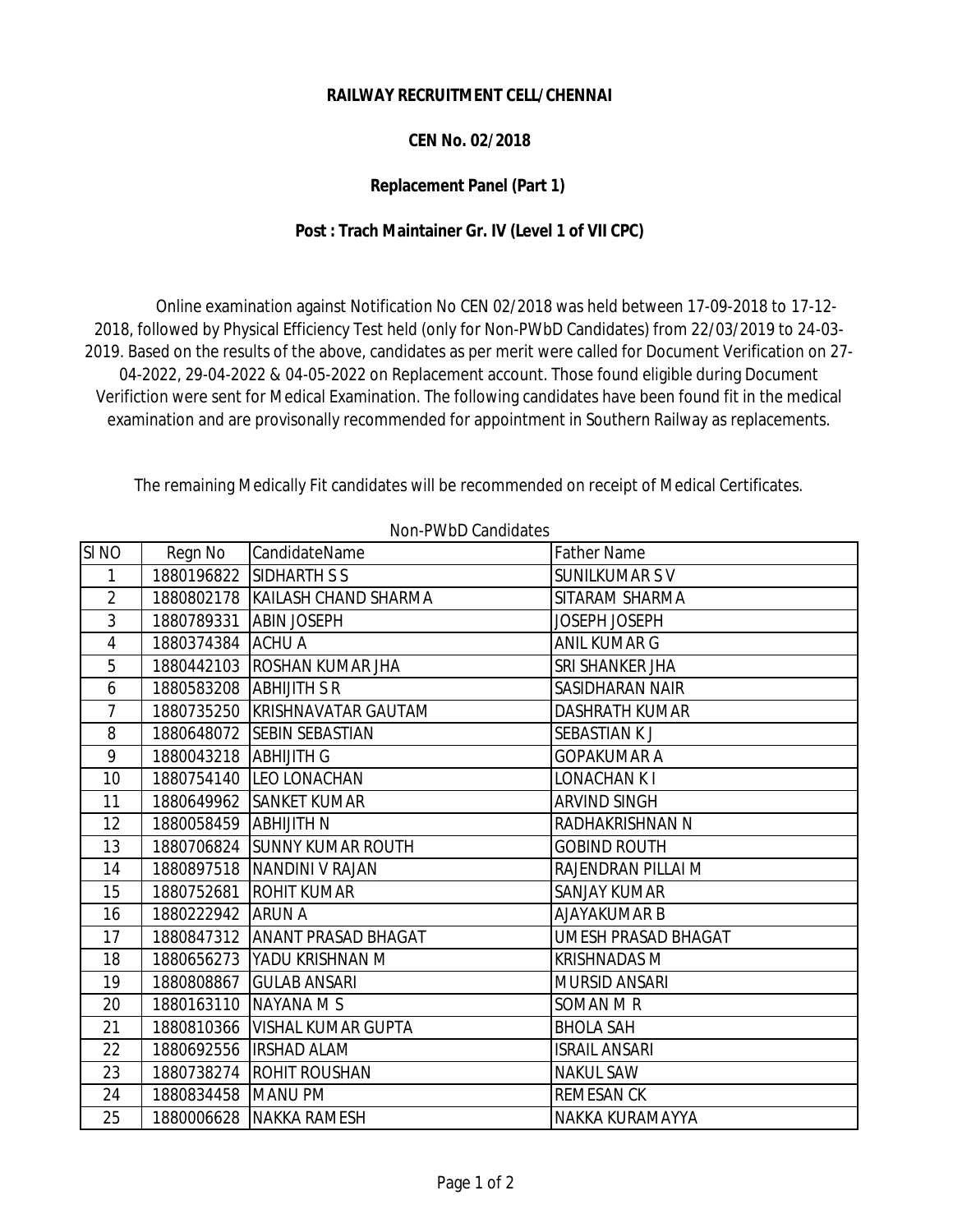**RAILWAY RECRUITMENT CELL/CHENNAI**

**CEN No. 02/2018**

**Replacement Panel (Part 1)**

**Post : Trach Maintainer Gr. IV (Level 1 of VII CPC)**

Online examination against Notification No CEN 02/2018 was held between 17-09-2018 to 17-12-2018, followed by Physical Efficiency Test held (only for Non-PWbD Candidates) from 22/03/2019 to 24-03-2019. Based on the results of the above, candidates as per merit were called for Document Verification on 27-04-2022, 29-04-2022 & 04-05-2022 on Replacement account. Those found eligible during Document Verifiction were sent for Medical Examination. The following candidates have been found fit in the medical examination and are provisonally recommended for appointment in Southern Railway as replacements.

The remaining Medically Fit candidates will be recommended on receipt of Medical Certificates.

Non-PWbD Candidates

| Sl NO | Regn No | CandidateName | Father Name |
|---|---|---|---|
| 1 | 1880196822 | SIDHARTH S S | SUNILKUMAR S V |
| 2 | 1880802178 | KAILASH CHAND SHARMA | SITARAM SHARMA |
| 3 | 1880789331 | ABIN JOSEPH | JOSEPH JOSEPH |
| 4 | 1880374384 | ACHU A | ANIL KUMAR G |
| 5 | 1880442103 | ROSHAN KUMAR JHA | SRI SHANKER JHA |
| 6 | 1880583208 | ABHIJITH S R | SASIDHARAN NAIR |
| 7 | 1880735250 | KRISHNAVATAR GAUTAM | DASHRATH KUMAR |
| 8 | 1880648072 | SEBIN SEBASTIAN | SEBASTIAN K J |
| 9 | 1880043218 | ABHIJITH G | GOPAKUMAR A |
| 10 | 1880754140 | LEO LONACHAN | LONACHAN K I |
| 11 | 1880649962 | SANKET KUMAR | ARVIND SINGH |
| 12 | 1880058459 | ABHIJITH N | RADHAKRISHNAN N |
| 13 | 1880706824 | SUNNY KUMAR ROUTH | GOBIND ROUTH |
| 14 | 1880897518 | NANDINI V RAJAN | RAJENDRAN PILLAI M |
| 15 | 1880752681 | ROHIT KUMAR | SANJAY KUMAR |
| 16 | 1880222942 | ARUN A | AJAYAKUMAR B |
| 17 | 1880847312 | ANANT PRASAD BHAGAT | UMESH PRASAD BHAGAT |
| 18 | 1880656273 | YADU KRISHNAN M | KRISHNADAS M |
| 19 | 1880808867 | GULAB ANSARI | MURSID ANSARI |
| 20 | 1880163110 | NAYANA M S | SOMAN M R |
| 21 | 1880810366 | VISHAL KUMAR GUPTA | BHOLA SAH |
| 22 | 1880692556 | IRSHAD ALAM | ISRAIL ANSARI |
| 23 | 1880738274 | ROHIT ROUSHAN | NAKUL SAW |
| 24 | 1880834458 | MANU PM | REMESAN CK |
| 25 | 1880006628 | NAKKA RAMESH | NAKKA KURAMAYYA |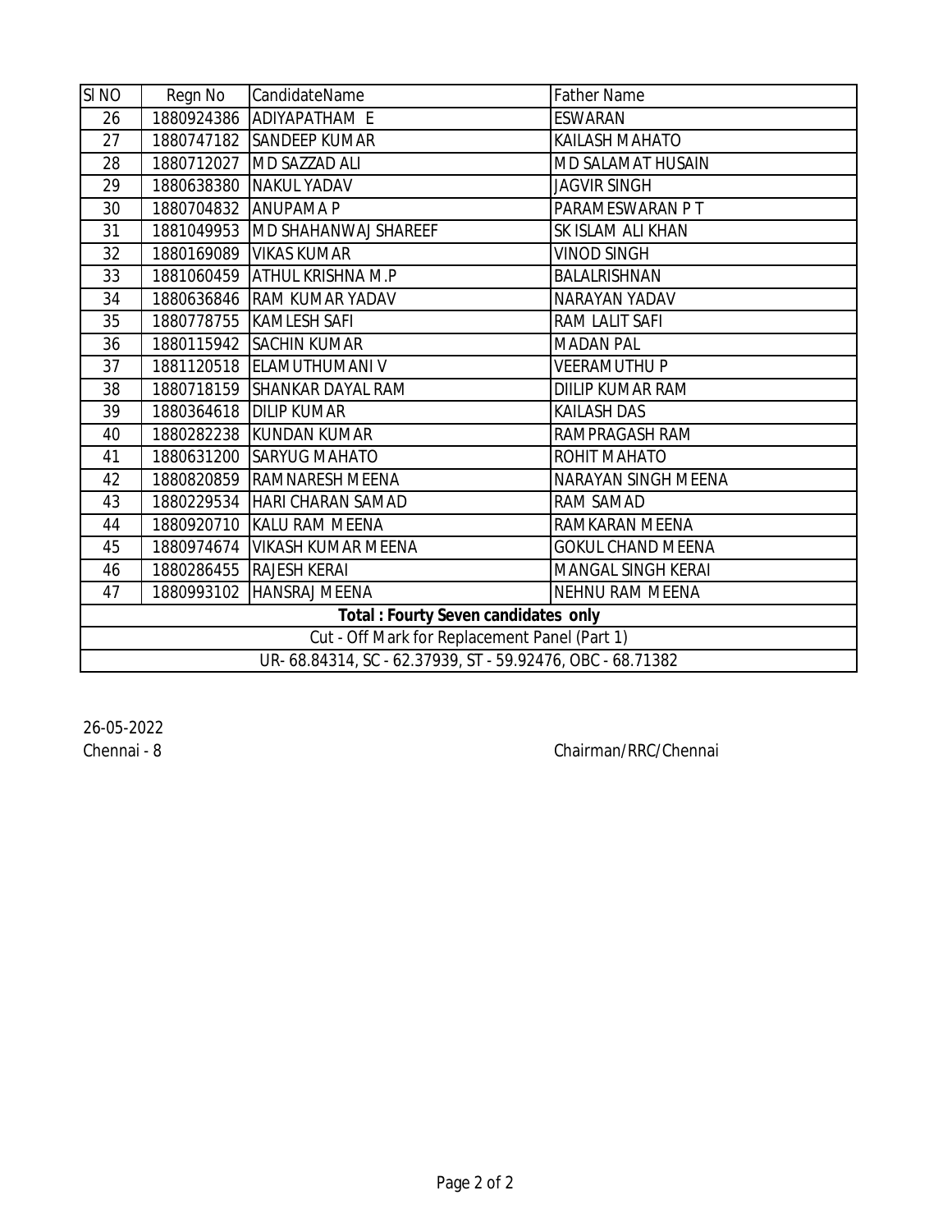| Sl NO | Regn No | CandidateName | Father Name |
|---|---|---|---|
| 26 | 1880924386 | ADIYAPATHAM E | ESWARAN |
| 27 | 1880747182 | SANDEEP KUMAR | KAILASH MAHATO |
| 28 | 1880712027 | MD SAZZAD ALI | MD SALAMAT HUSAIN |
| 29 | 1880638380 | NAKUL YADAV | JAGVIR SINGH |
| 30 | 1880704832 | ANUPAMA P | PARAMESWARAN P T |
| 31 | 1881049953 | MD SHAHANWAJ SHAREEF | SK ISLAM ALI KHAN |
| 32 | 1880169089 | VIKAS KUMAR | VINOD SINGH |
| 33 | 1881060459 | ATHUL KRISHNA M.P | BALALRISHNAN |
| 34 | 1880636846 | RAM KUMAR YADAV | NARAYAN YADAV |
| 35 | 1880778755 | KAMLESH SAFI | RAM LALIT SAFI |
| 36 | 1880115942 | SACHIN KUMAR | MADAN PAL |
| 37 | 1881120518 | ELAMUTHUMANI V | VEERAMUTHU P |
| 38 | 1880718159 | SHANKAR DAYAL RAM | DIILIP KUMAR RAM |
| 39 | 1880364618 | DILIP KUMAR | KAILASH DAS |
| 40 | 1880282238 | KUNDAN KUMAR | RAMPRAGASH RAM |
| 41 | 1880631200 | SARYUG MAHATO | ROHIT MAHATO |
| 42 | 1880820859 | RAMNARESH MEENA | NARAYAN SINGH MEENA |
| 43 | 1880229534 | HARI CHARAN SAMAD | RAM SAMAD |
| 44 | 1880920710 | KALU RAM MEENA | RAMKARAN MEENA |
| 45 | 1880974674 | VIKASH KUMAR MEENA | GOKUL CHAND MEENA |
| 46 | 1880286455 | RAJESH KERAI | MANGAL SINGH KERAI |
| 47 | 1880993102 | HANSRAJ MEENA | NEHNU RAM MEENA |
| **Total : Fourty Seven candidates only** | | | |
| Cut - Off Mark for Replacement Panel (Part 1) | | | |
| UR- 68.84314, SC - 62.37939, ST - 59.92476, OBC - 68.71382 | | | |

26-05-2022

Chennai - 8

Chairman/RRC/Chennai